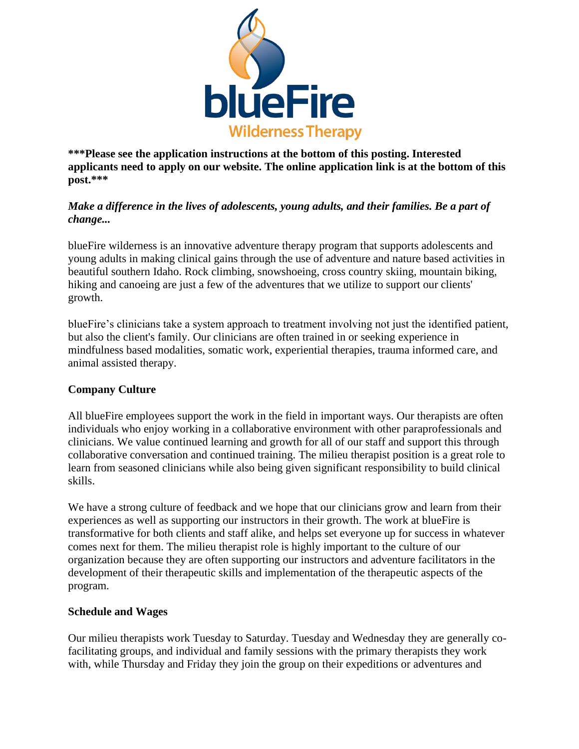**\*\*\*Please see the application instructions at the bottom of this posting. Interested applicants need to apply on our website. The online application link is at the bottom of this post.\*\*\***

***Make a difference in the lives of adolescents, young adults, and their families. Be a part of change...***

blueFire wilderness is an innovative adventure therapy program that supports adolescents and young adults in making clinical gains through the use of adventure and nature based activities in beautiful southern Idaho. Rock climbing, snowshoeing, cross country skiing, mountain biking, hiking and canoeing are just a few of the adventures that we utilize to support our clients' growth.

blueFire's clinicians take a system approach to treatment involving not just the identified patient, but also the client's family. Our clinicians are often trained in or seeking experience in mindfulness based modalities, somatic work, experiential therapies, trauma informed care, and animal assisted therapy.

**Company Culture**

All blueFire employees support the work in the field in important ways. Our therapists are often individuals who enjoy working in a collaborative environment with other paraprofessionals and clinicians. We value continued learning and growth for all of our staff and support this through collaborative conversation and continued training. The milieu therapist position is a great role to learn from seasoned clinicians while also being given significant responsibility to build clinical skills.

We have a strong culture of feedback and we hope that our clinicians grow and learn from their experiences as well as supporting our instructors in their growth. The work at blueFire is transformative for both clients and staff alike, and helps set everyone up for success in whatever comes next for them. The milieu therapist role is highly important to the culture of our organization because they are often supporting our instructors and adventure facilitators in the development of their therapeutic skills and implementation of the therapeutic aspects of the program.

**Schedule and Wages**

Our milieu therapists work Tuesday to Saturday. Tuesday and Wednesday they are generally co-facilitating groups, and individual and family sessions with the primary therapists they work with, while Thursday and Friday they join the group on their expeditions or adventures and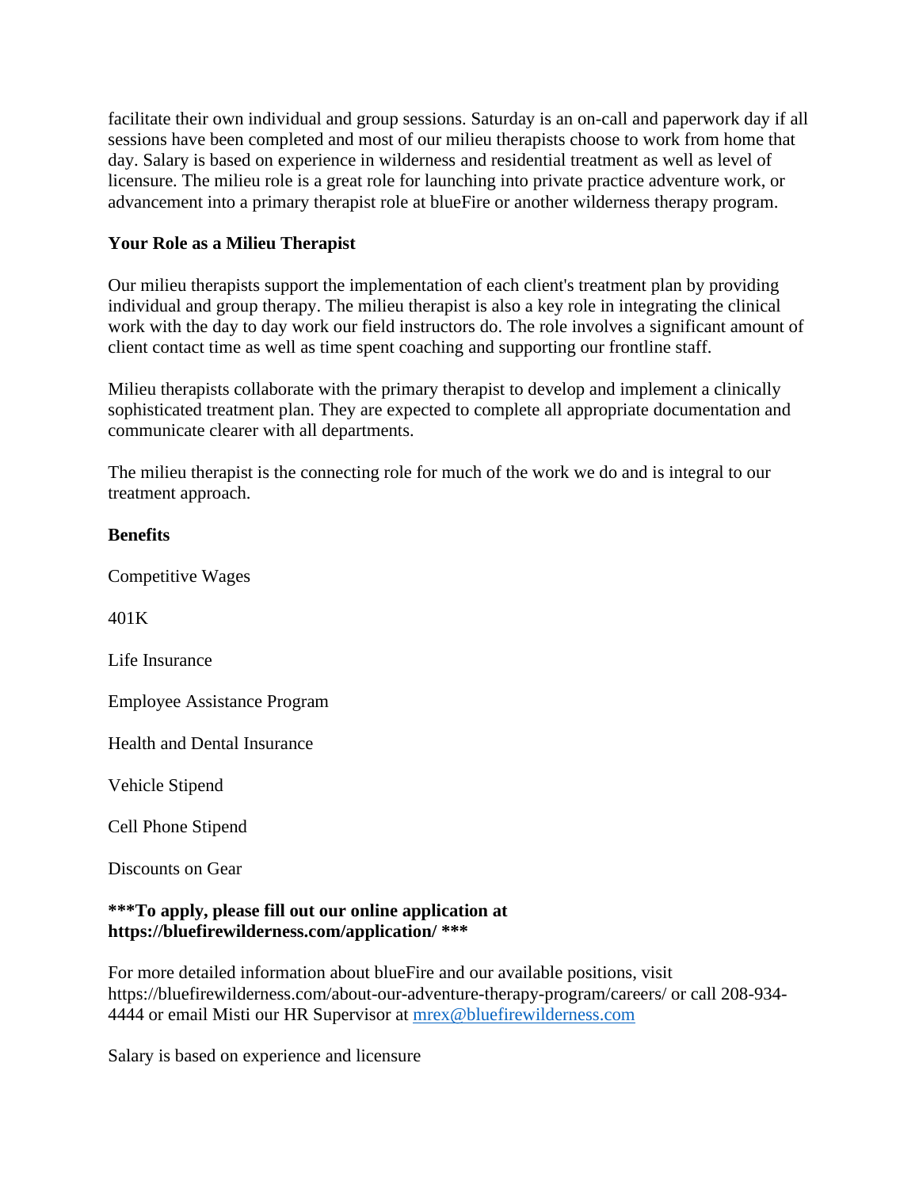facilitate their own individual and group sessions. Saturday is an on-call and paperwork day if all sessions have been completed and most of our milieu therapists choose to work from home that day. Salary is based on experience in wilderness and residential treatment as well as level of licensure. The milieu role is a great role for launching into private practice adventure work, or advancement into a primary therapist role at blueFire or another wilderness therapy program.

**Your Role as a Milieu Therapist**

Our milieu therapists support the implementation of each client's treatment plan by providing individual and group therapy. The milieu therapist is also a key role in integrating the clinical work with the day to day work our field instructors do. The role involves a significant amount of client contact time as well as time spent coaching and supporting our frontline staff.

Milieu therapists collaborate with the primary therapist to develop and implement a clinically sophisticated treatment plan. They are expected to complete all appropriate documentation and communicate clearer with all departments.

The milieu therapist is the connecting role for much of the work we do and is integral to our treatment approach.

**Benefits**

Competitive Wages

401K

Life Insurance

Employee Assistance Program

Health and Dental Insurance

Vehicle Stipend

Cell Phone Stipend

Discounts on Gear

**\*\*\*To apply, please fill out our online application at https://bluefirewilderness.com/application/ \*\*\***

For more detailed information about blueFire and our available positions, visit https://bluefirewilderness.com/about-our-adventure-therapy-program/careers/ or call 208-934-4444 or email Misti our HR Supervisor at [mrex@bluefirewilderness.com](mailto:mrex@bluefirewilderness.com)

Salary is based on experience and licensure